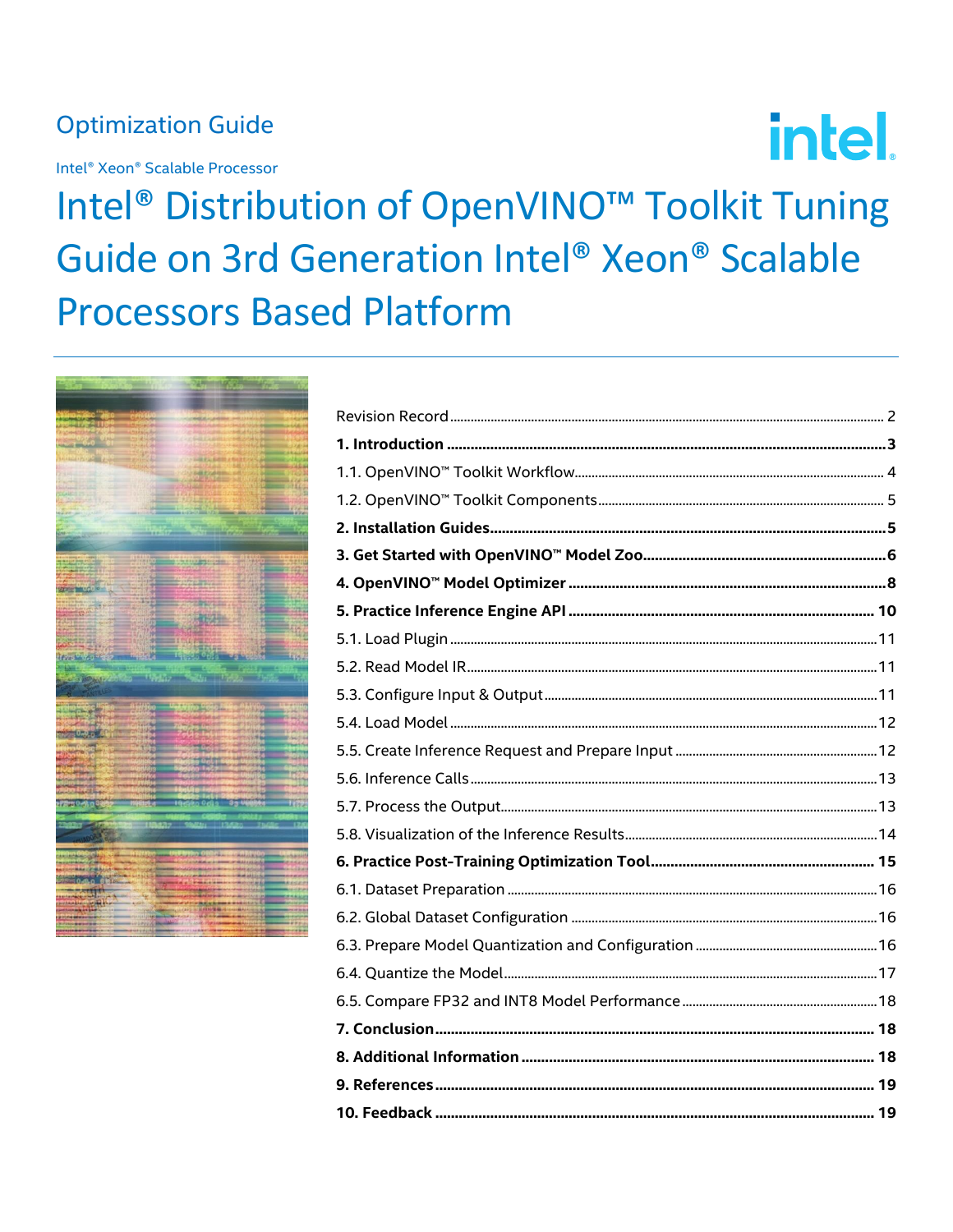Optimization Guide

Intel® Xeon® Scalable Processor

# Intel® Distribution of OpenVINO™ Toolkit Tuning Guide on 3rd Generation Intel® Xeon® Scalable Processors Based Platform

Revision Record .................................................. 2

**1. Introduction .................................................. 3**

1.1. OpenVINO™ Toolkit Workflow .................................................. 4

1.2. OpenVINO™ Toolkit Components .................................................. 5

**2. Installation Guides .................................................. 5**

**3. Get Started with OpenVINO™ Model Zoo .................................................. 6**

**4. OpenVINO™ Model Optimizer .................................................. 8**

**5. Practice Inference Engine API .................................................. 10**

5.1. Load Plugin .................................................. 11

5.2. Read Model IR .................................................. 11

5.3. Configure Input & Output .................................................. 11

5.4. Load Model .................................................. 12

5.5. Create Inference Request and Prepare Input .................................................. 12

5.6. Inference Calls .................................................. 13

5.7. Process the Output .................................................. 13

5.8. Visualization of the Inference Results .................................................. 14

**6. Practice Post-Training Optimization Tool .................................................. 15**

6.1. Dataset Preparation .................................................. 16

6.2. Global Dataset Configuration .................................................. 16

6.3. Prepare Model Quantization and Configuration .................................................. 16

6.4. Quantize the Model .................................................. 17

6.5. Compare FP32 and INT8 Model Performance .................................................. 18

**7. Conclusion .................................................. 18**

**8. Additional Information .................................................. 18**

**9. References .................................................. 19**

**10. Feedback .................................................. 19**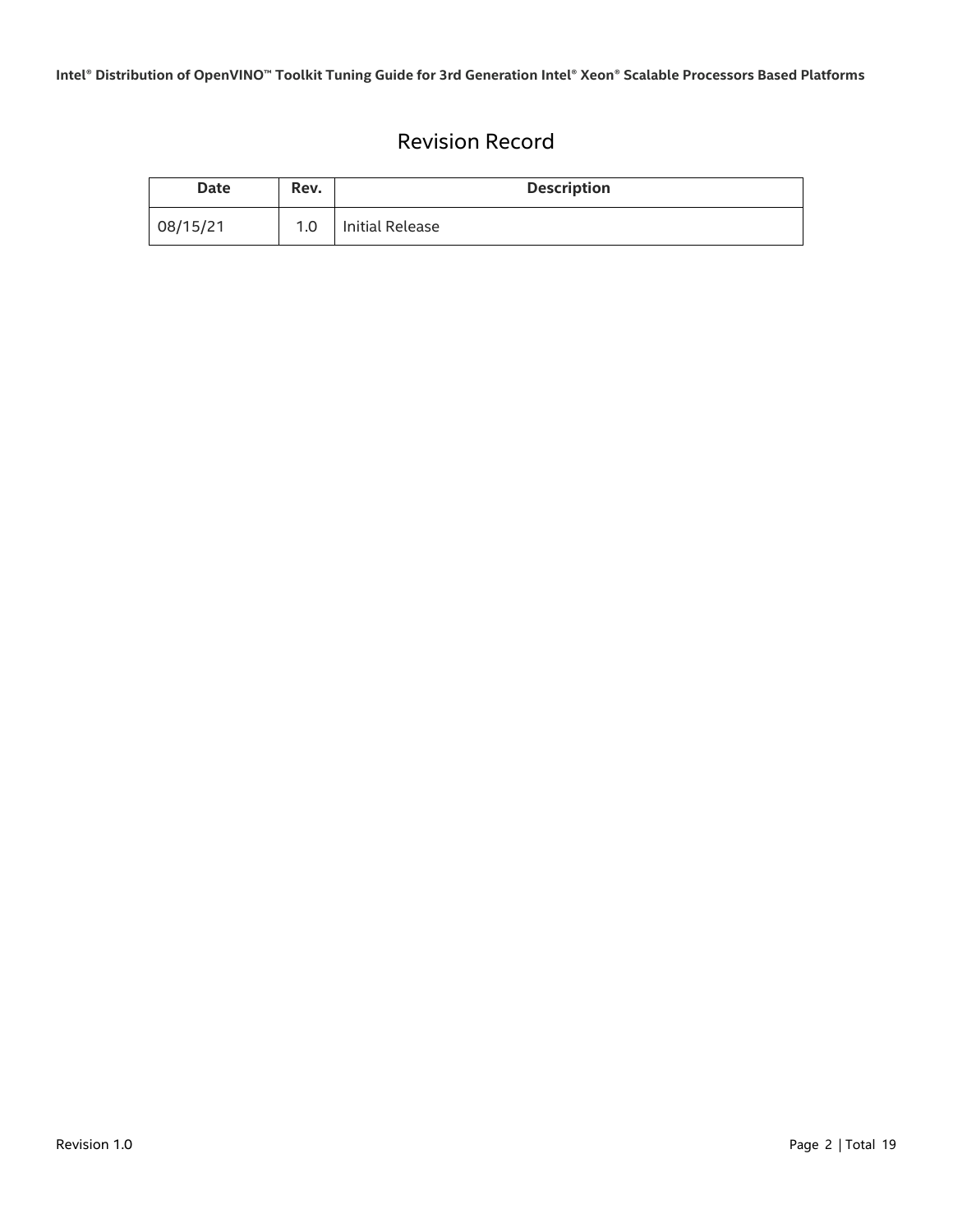# Revision Record

| Date | Rev. | Description |
|---|---|---|
| 08/15/21 | 1.0 | Initial Release |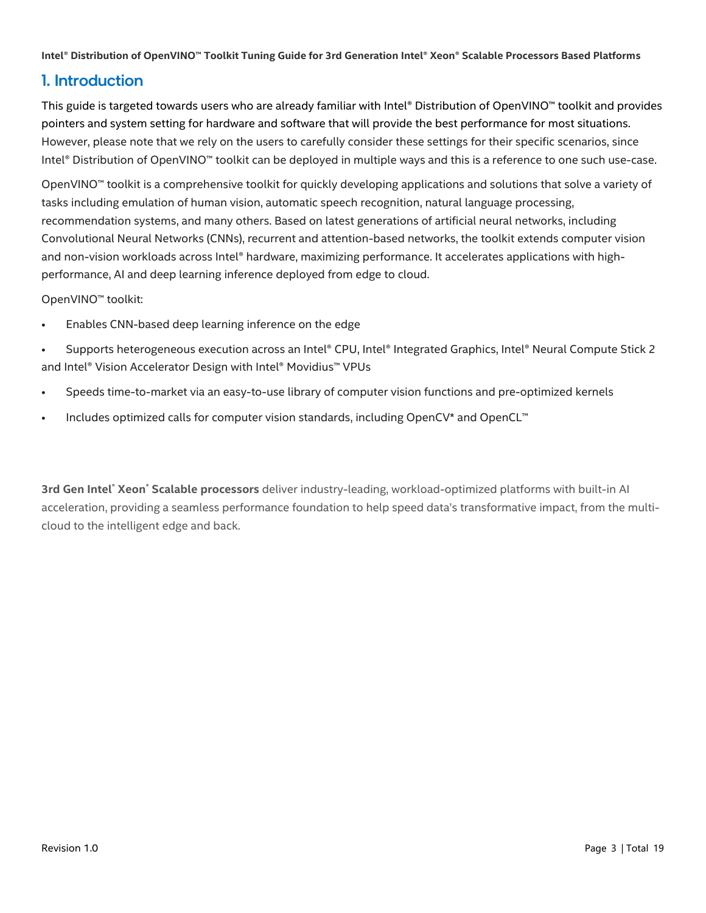## 1. Introduction

This guide is targeted towards users who are already familiar with Intel® Distribution of OpenVINO™ toolkit and provides pointers and system setting for hardware and software that will provide the best performance for most situations. However, please note that we rely on the users to carefully consider these settings for their specific scenarios, since Intel® Distribution of OpenVINO™ toolkit can be deployed in multiple ways and this is a reference to one such use-case.

OpenVINO™ toolkit is a comprehensive toolkit for quickly developing applications and solutions that solve a variety of tasks including emulation of human vision, automatic speech recognition, natural language processing, recommendation systems, and many others. Based on latest generations of artificial neural networks, including Convolutional Neural Networks (CNNs), recurrent and attention-based networks, the toolkit extends computer vision and non-vision workloads across Intel® hardware, maximizing performance. It accelerates applications with high-performance, AI and deep learning inference deployed from edge to cloud.

OpenVINO™ toolkit:

- Enables CNN-based deep learning inference on the edge
- Supports heterogeneous execution across an Intel® CPU, Intel® Integrated Graphics, Intel® Neural Compute Stick 2 and Intel® Vision Accelerator Design with Intel® Movidius™ VPUs
- Speeds time-to-market via an easy-to-use library of computer vision functions and pre-optimized kernels
- Includes optimized calls for computer vision standards, including OpenCV* and OpenCL™

**3rd Gen Intel® Xeon® Scalable processors** deliver industry-leading, workload-optimized platforms with built-in AI acceleration, providing a seamless performance foundation to help speed data's transformative impact, from the multi-cloud to the intelligent edge and back.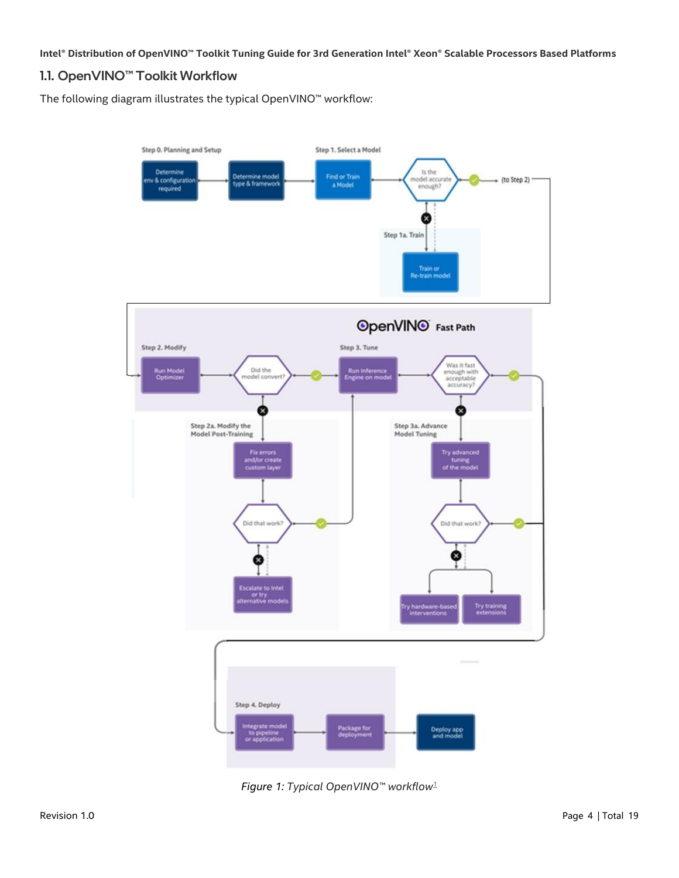## 1.1. OpenVINO™ Toolkit Workflow

The following diagram illustrates the typical OpenVINO™ workflow:

Step 0. Planning and Setup

Determine env & configuration required

Determine model type & framework

Step 1. Select a Model

Find or Train a Model

Is the model accurate enough?

(to Step 2)

Step 1a. Train

Train or Re-train model

OpenVINO Fast Path

Step 2. Modify

Run Model Optimizer

Did the model convert?

Step 3. Tune

Run Inference Engine on model

Was it fast enough with acceptable accuracy?

Step 2a. Modify the Model Post-Training

Fix errors and/or create custom layer

Did that work?

Escalate to Intel or try alternative models

Step 3a. Advance Model Tuning

Try advanced tuning of the model

Did that work?

Try hardware-based interventions

Try training extensions

Step 4. Deploy

Integrate model to pipeline or application

Package for deployment

Deploy app and model

*Figure 1: Typical OpenVINO™ workflow*[1]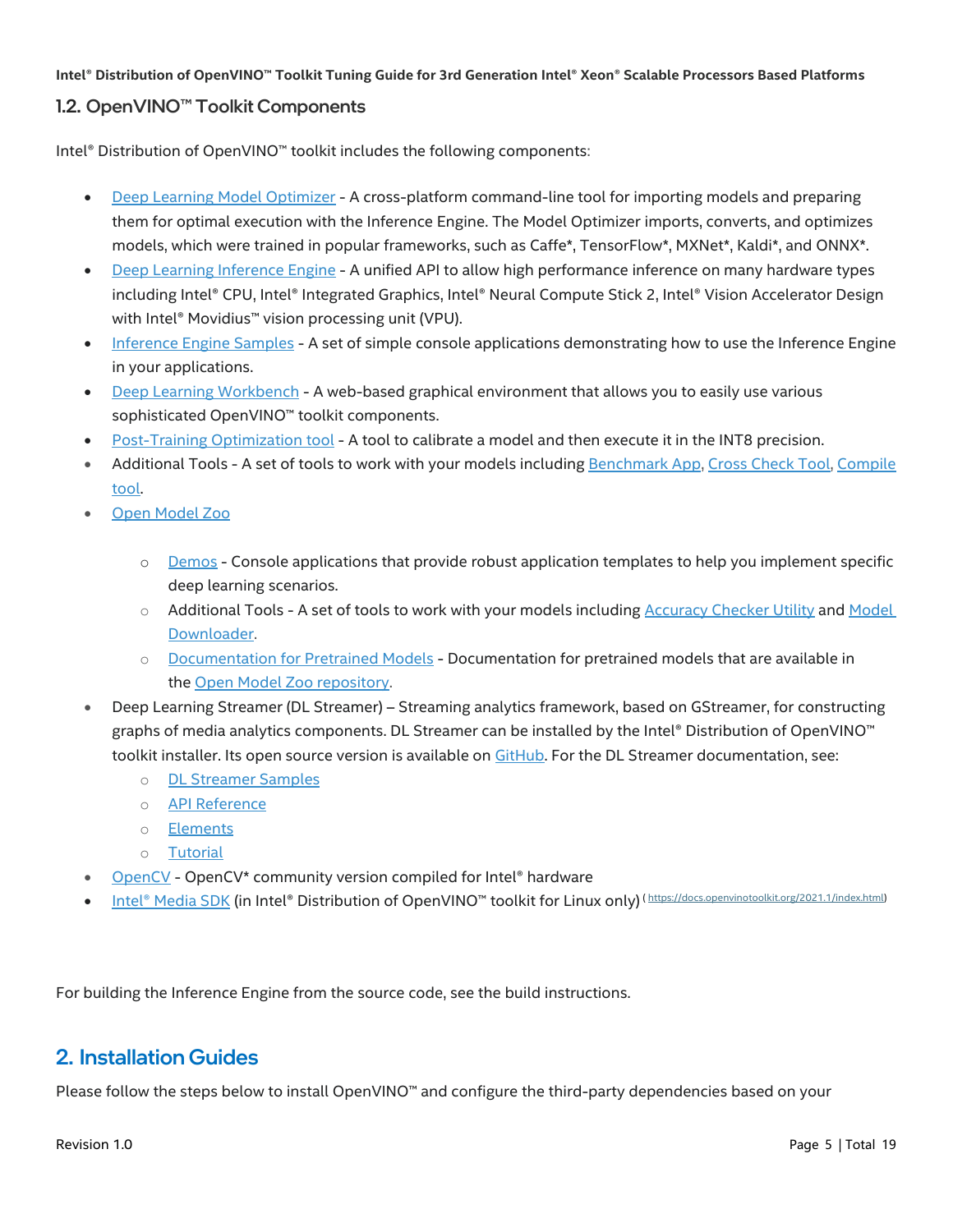## 1.2. OpenVINO™ Toolkit Components

Intel® Distribution of OpenVINO™ toolkit includes the following components:

- Deep Learning Model Optimizer - A cross-platform command-line tool for importing models and preparing them for optimal execution with the Inference Engine. The Model Optimizer imports, converts, and optimizes models, which were trained in popular frameworks, such as Caffe*, TensorFlow*, MXNet*, Kaldi*, and ONNX*.
- Deep Learning Inference Engine - A unified API to allow high performance inference on many hardware types including Intel® CPU, Intel® Integrated Graphics, Intel® Neural Compute Stick 2, Intel® Vision Accelerator Design with Intel® Movidius™ vision processing unit (VPU).
- Inference Engine Samples - A set of simple console applications demonstrating how to use the Inference Engine in your applications.
- Deep Learning Workbench - A web-based graphical environment that allows you to easily use various sophisticated OpenVINO™ toolkit components.
- Post-Training Optimization tool - A tool to calibrate a model and then execute it in the INT8 precision.
- Additional Tools - A set of tools to work with your models including Benchmark App, Cross Check Tool, Compile tool.
- Open Model Zoo
    - Demos - Console applications that provide robust application templates to help you implement specific deep learning scenarios.
    - Additional Tools - A set of tools to work with your models including Accuracy Checker Utility and Model Downloader.
    - Documentation for Pretrained Models - Documentation for pretrained models that are available in the Open Model Zoo repository.
- Deep Learning Streamer (DL Streamer) – Streaming analytics framework, based on GStreamer, for constructing graphs of media analytics components. DL Streamer can be installed by the Intel® Distribution of OpenVINO™ toolkit installer. Its open source version is available on GitHub. For the DL Streamer documentation, see:
    - DL Streamer Samples
    - API Reference
    - Elements
    - Tutorial
- OpenCV - OpenCV* community version compiled for Intel® hardware
- Intel® Media SDK (in Intel® Distribution of OpenVINO™ toolkit for Linux only) (https://docs.openvinotoolkit.org/2021.1/index.html)

For building the Inference Engine from the source code, see the build instructions.

# 2. Installation Guides

Please follow the steps below to install OpenVINO™ and configure the third-party dependencies based on your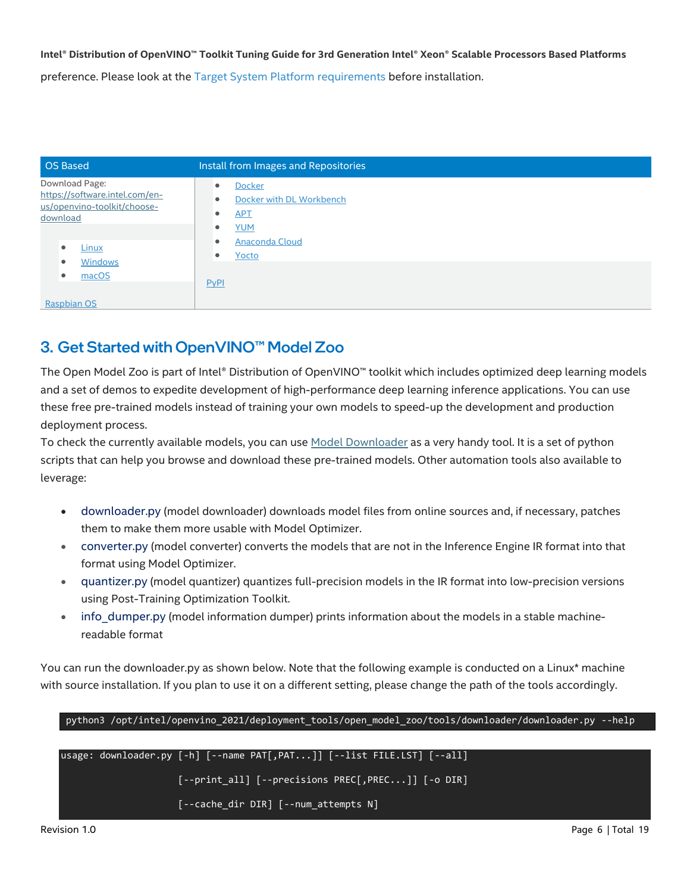preference. Please look at the Target System Platform requirements before installation.

| OS Based | Install from Images and Repositories |
| --- | --- |
| Download Page: https://software.intel.com/en-us/openvino-toolkit/choose-download<br><br>• Linux<br>• Windows<br>• macOS<br><br>Raspbian OS | • Docker<br>• Docker with DL Workbench<br>• APT<br>• YUM<br>• Anaconda Cloud<br>• Yocto<br><br>PyPI |

## 3. Get Started with OpenVINO™ Model Zoo

The Open Model Zoo is part of Intel® Distribution of OpenVINO™ toolkit which includes optimized deep learning models and a set of demos to expedite development of high-performance deep learning inference applications. You can use these free pre-trained models instead of training your own models to speed-up the development and production deployment process.

To check the currently available models, you can use Model Downloader as a very handy tool. It is a set of python scripts that can help you browse and download these pre-trained models. Other automation tools also available to leverage:

- downloader.py (model downloader) downloads model files from online sources and, if necessary, patches them to make them more usable with Model Optimizer.
- converter.py (model converter) converts the models that are not in the Inference Engine IR format into that format using Model Optimizer.
- quantizer.py (model quantizer) quantizes full-precision models in the IR format into low-precision versions using Post-Training Optimization Toolkit.
- info_dumper.py (model information dumper) prints information about the models in a stable machine-readable format

You can run the downloader.py as shown below. Note that the following example is conducted on a Linux* machine with source installation. If you plan to use it on a different setting, please change the path of the tools accordingly.

```
python3 /opt/intel/openvino_2021/deployment_tools/open_model_zoo/tools/downloader/downloader.py --help
```

```
usage: downloader.py [-h] [--name PAT[,PAT...]] [--list FILE.LST] [--all]
                     [--print_all] [--precisions PREC[,PREC...]] [-o DIR]
                     [--cache_dir DIR] [--num_attempts N]
```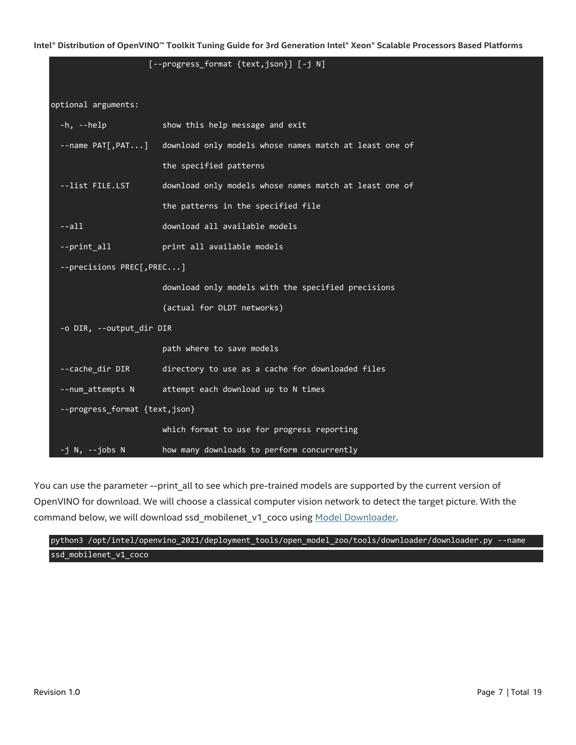```
                    [--progress_format {text,json}] [-j N]


optional arguments:
  -h, --help            show this help message and exit
  --name PAT[,PAT...]   download only models whose names match at least one of
                        the specified patterns
  --list FILE.LST       download only models whose names match at least one of
                        the patterns in the specified file
  --all                 download all available models
  --print_all           print all available models
  --precisions PREC[,PREC...]
                        download only models with the specified precisions
                        (actual for DLDT networks)
  -o DIR, --output_dir DIR
                        path where to save models
  --cache_dir DIR       directory to use as a cache for downloaded files
  --num_attempts N      attempt each download up to N times
  --progress_format {text,json}
                        which format to use for progress reporting
  -j N, --jobs N        how many downloads to perform concurrently
```

You can use the parameter --print_all to see which pre-trained models are supported by the current version of OpenVINO for download. We will choose a classical computer vision network to detect the target picture. With the command below, we will download ssd_mobilenet_v1_coco using Model Downloader.

```
python3 /opt/intel/openvino_2021/deployment_tools/open_model_zoo/tools/downloader/downloader.py --name ssd_mobilenet_v1_coco
```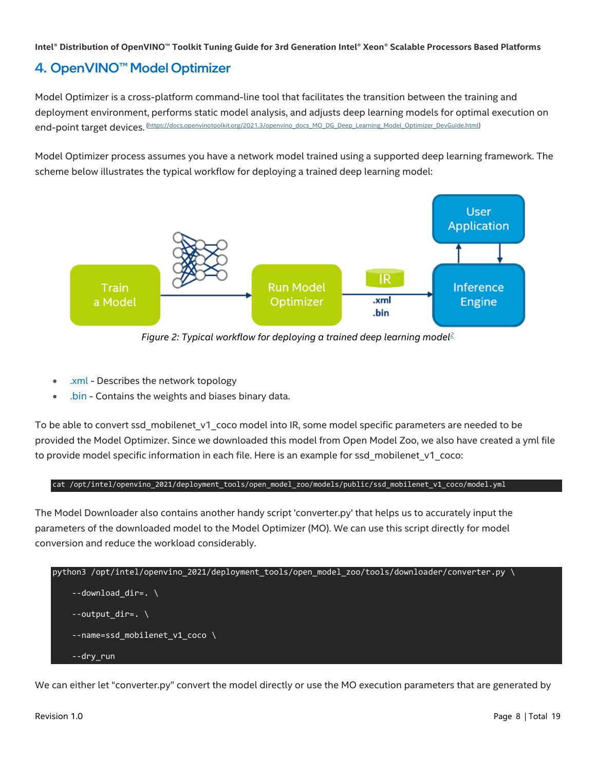## 4. OpenVINO™ Model Optimizer

Model Optimizer is a cross-platform command-line tool that facilitates the transition between the training and deployment environment, performs static model analysis, and adjusts deep learning models for optimal execution on end-point target devices. (https://docs.openvinotoolkit.org/2021.3/openvino_docs_MO_DG_Deep_Learning_Model_Optimizer_DevGuide.html)

Model Optimizer process assumes you have a network model trained using a supported deep learning framework. The scheme below illustrates the typical workflow for deploying a trained deep learning model:

*Figure 2: Typical workflow for deploying a trained deep learning model[2]*

- .xml - Describes the network topology
- .bin - Contains the weights and biases binary data.

To be able to convert ssd_mobilenet_v1_coco model into IR, some model specific parameters are needed to be provided the Model Optimizer. Since we downloaded this model from Open Model Zoo, we also have created a yml file to provide model specific information in each file. Here is an example for ssd_mobilenet_v1_coco:

```
cat /opt/intel/openvino_2021/deployment_tools/open_model_zoo/models/public/ssd_mobilenet_v1_coco/model.yml
```

The Model Downloader also contains another handy script 'converter.py' that helps us to accurately input the parameters of the downloaded model to the Model Optimizer (MO). We can use this script directly for model conversion and reduce the workload considerably.

```
python3 /opt/intel/openvino_2021/deployment_tools/open_model_zoo/tools/downloader/converter.py \

    --download_dir=. \

    --output_dir=. \

    --name=ssd_mobilenet_v1_coco \

    --dry_run
```

We can either let "converter.py" convert the model directly or use the MO execution parameters that are generated by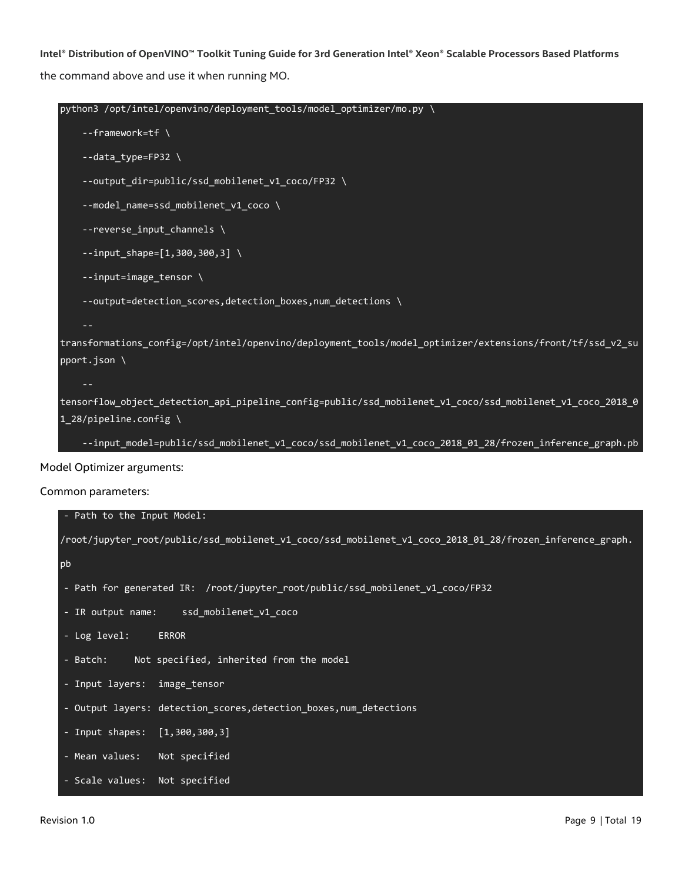the command above and use it when running MO.

```
python3 /opt/intel/openvino/deployment_tools/model_optimizer/mo.py \
    --framework=tf \
    --data_type=FP32 \
    --output_dir=public/ssd_mobilenet_v1_coco/FP32 \
    --model_name=ssd_mobilenet_v1_coco \
    --reverse_input_channels \
    --input_shape=[1,300,300,3] \
    --input=image_tensor \
    --output=detection_scores,detection_boxes,num_detections \
    --transformations_config=/opt/intel/openvino/deployment_tools/model_optimizer/extensions/front/tf/ssd_v2_support.json \
    --tensorflow_object_detection_api_pipeline_config=public/ssd_mobilenet_v1_coco/ssd_mobilenet_v1_coco_2018_01_28/pipeline.config \
    --input_model=public/ssd_mobilenet_v1_coco/ssd_mobilenet_v1_coco_2018_01_28/frozen_inference_graph.pb
```

Model Optimizer arguments:

Common parameters:

```
 - Path to the Input Model:
/root/jupyter_root/public/ssd_mobilenet_v1_coco/ssd_mobilenet_v1_coco_2018_01_28/frozen_inference_graph.pb
 - Path for generated IR:  /root/jupyter_root/public/ssd_mobilenet_v1_coco/FP32
 - IR output name:     ssd_mobilenet_v1_coco
 - Log level:     ERROR
 - Batch:     Not specified, inherited from the model
 - Input layers:  image_tensor
 - Output layers: detection_scores,detection_boxes,num_detections
 - Input shapes:  [1,300,300,3]
 - Mean values:   Not specified
 - Scale values:  Not specified
```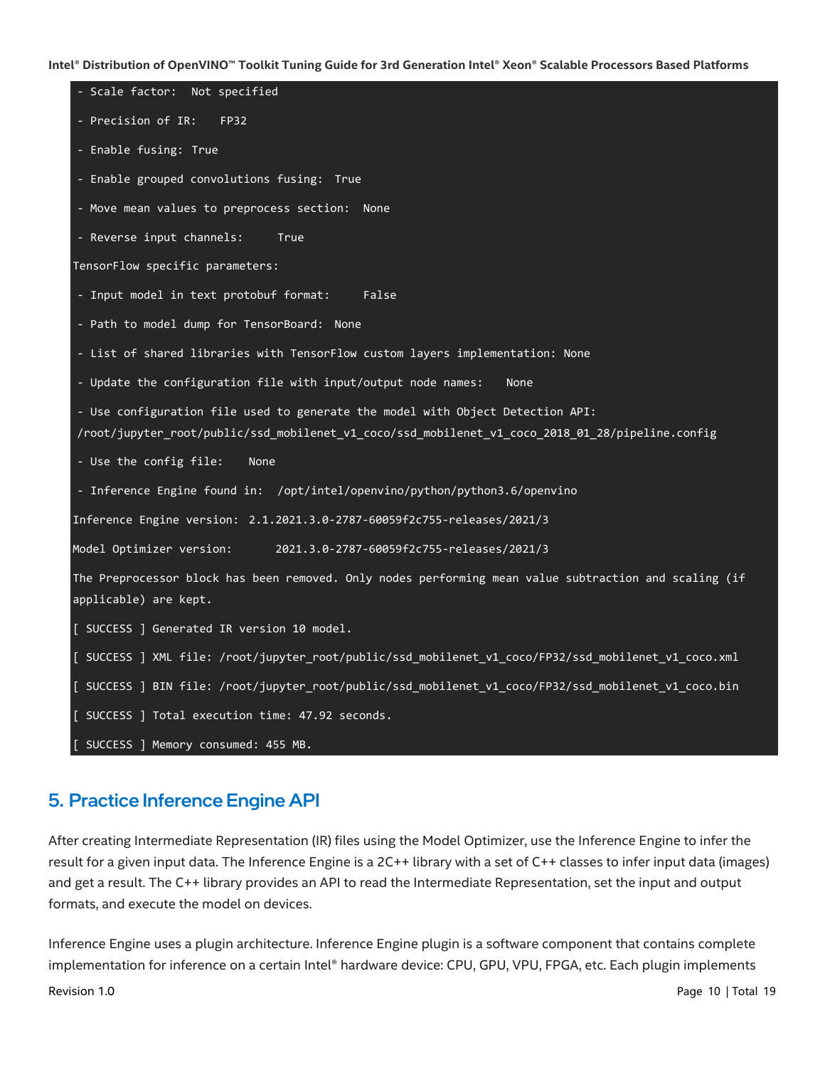```
 - Scale factor:  Not specified
 - Precision of IR:    FP32
 - Enable fusing: True
 - Enable grouped convolutions fusing:  True
 - Move mean values to preprocess section:  None
 - Reverse input channels:     True
TensorFlow specific parameters:
 - Input model in text protobuf format:     False
 - Path to model dump for TensorBoard:  None
 - List of shared libraries with TensorFlow custom layers implementation: None
 - Update the configuration file with input/output node names:    None
 - Use configuration file used to generate the model with Object Detection API:
 /root/jupyter_root/public/ssd_mobilenet_v1_coco/ssd_mobilenet_v1_coco_2018_01_28/pipeline.config
 - Use the config file:    None
 - Inference Engine found in:  /opt/intel/openvino/python/python3.6/openvino
Inference Engine version: 2.1.2021.3.0-2787-60059f2c755-releases/2021/3
Model Optimizer version:      2021.3.0-2787-60059f2c755-releases/2021/3
The Preprocessor block has been removed. Only nodes performing mean value subtraction and scaling (if applicable) are kept.
[ SUCCESS ] Generated IR version 10 model.
[ SUCCESS ] XML file: /root/jupyter_root/public/ssd_mobilenet_v1_coco/FP32/ssd_mobilenet_v1_coco.xml
[ SUCCESS ] BIN file: /root/jupyter_root/public/ssd_mobilenet_v1_coco/FP32/ssd_mobilenet_v1_coco.bin
[ SUCCESS ] Total execution time: 47.92 seconds.
[ SUCCESS ] Memory consumed: 455 MB.
```

## 5. Practice Inference Engine API

After creating Intermediate Representation (IR) files using the Model Optimizer, use the Inference Engine to infer the result for a given input data. The Inference Engine is a 2C++ library with a set of C++ classes to infer input data (images) and get a result. The C++ library provides an API to read the Intermediate Representation, set the input and output formats, and execute the model on devices.

Inference Engine uses a plugin architecture. Inference Engine plugin is a software component that contains complete implementation for inference on a certain Intel® hardware device: CPU, GPU, VPU, FPGA, etc. Each plugin implements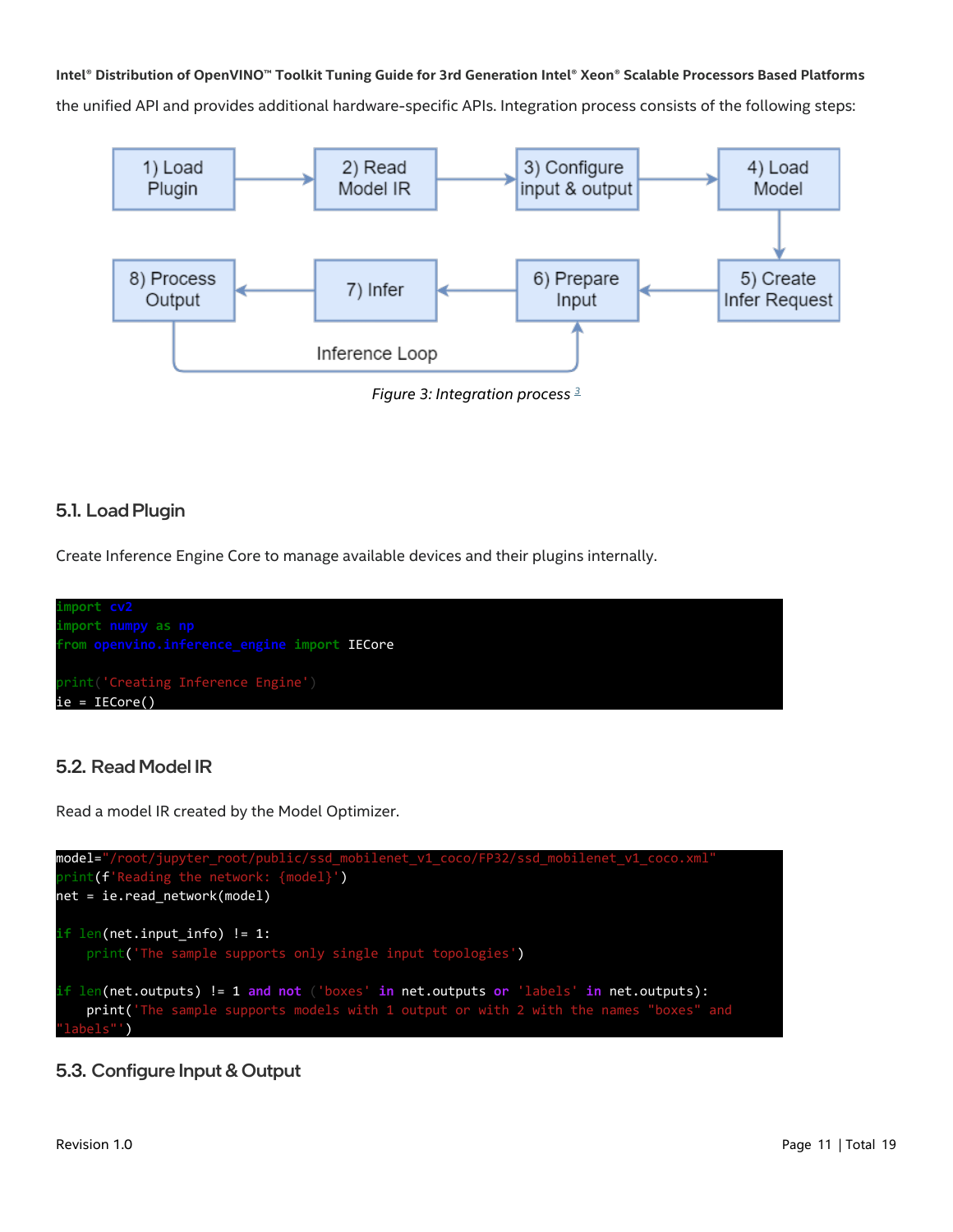the unified API and provides additional hardware-specific APIs. Integration process consists of the following steps:

1) Load Plugin → 2) Read Model IR → 3) Configure input & output → 4) Load Model → 5) Create Infer Request → 6) Prepare Input → 7) Infer → 8) Process Output

Inference Loop

*Figure 3: Integration process* [3]

## 5.1. Load Plugin

Create Inference Engine Core to manage available devices and their plugins internally.

```
import cv2
import numpy as np
from openvino.inference_engine import IECore

print('Creating Inference Engine')
ie = IECore()
```

## 5.2. Read Model IR

Read a model IR created by the Model Optimizer.

```
model="/root/jupyter_root/public/ssd_mobilenet_v1_coco/FP32/ssd_mobilenet_v1_coco.xml"
print(f'Reading the network: {model}')
net = ie.read_network(model)

if len(net.input_info) != 1:
    print('The sample supports only single input topologies')

if len(net.outputs) != 1 and not ('boxes' in net.outputs or 'labels' in net.outputs):
    print('The sample supports models with 1 output or with 2 with the names "boxes" and
"labels"')
```

## 5.3. Configure Input & Output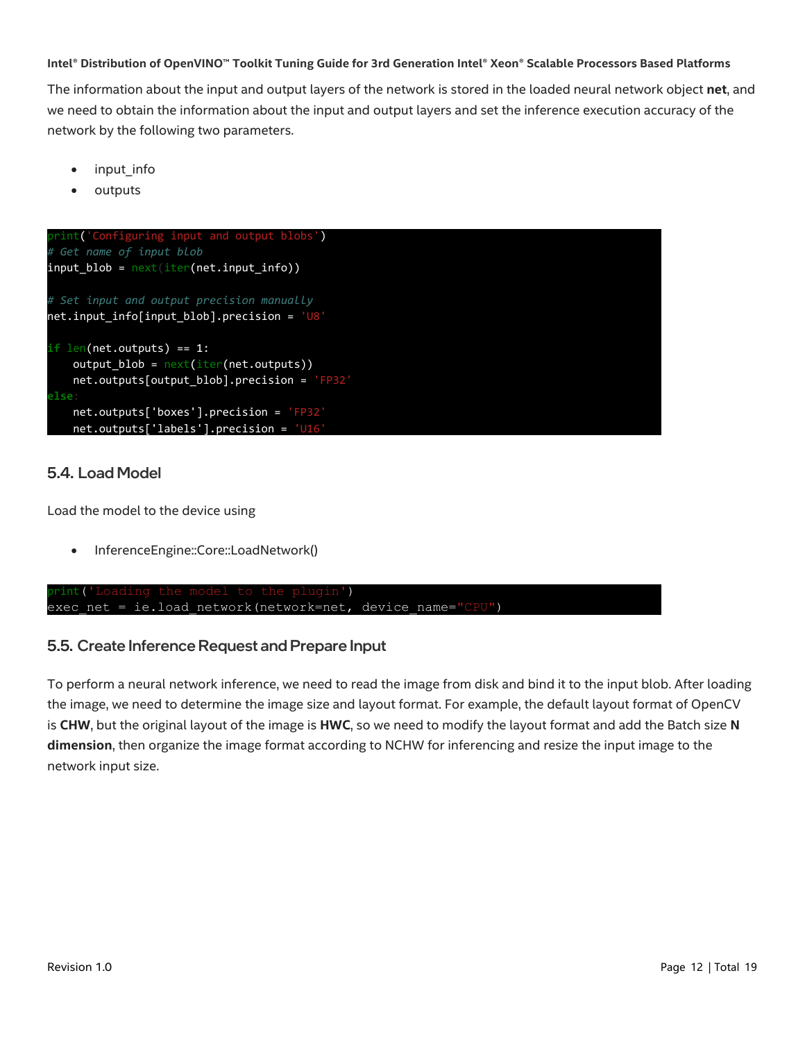The information about the input and output layers of the network is stored in the loaded neural network object **net**, and we need to obtain the information about the input and output layers and set the inference execution accuracy of the network by the following two parameters.

- input_info
- outputs

```
print('Configuring input and output blobs')
# Get name of input blob
input_blob = next(iter(net.input_info))

# Set input and output precision manually
net.input_info[input_blob].precision = 'U8'

if len(net.outputs) == 1:
    output_blob = next(iter(net.outputs))
    net.outputs[output_blob].precision = 'FP32'
else:
    net.outputs['boxes'].precision = 'FP32'
    net.outputs['labels'].precision = 'U16'
```

## 5.4. Load Model

Load the model to the device using

- InferenceEngine::Core::LoadNetwork()

```
print('Loading the model to the plugin')
exec_net = ie.load_network(network=net, device_name="CPU")
```

## 5.5. Create Inference Request and Prepare Input

To perform a neural network inference, we need to read the image from disk and bind it to the input blob. After loading the image, we need to determine the image size and layout format. For example, the default layout format of OpenCV is **CHW**, but the original layout of the image is **HWC**, so we need to modify the layout format and add the Batch size **N dimension**, then organize the image format according to NCHW for inferencing and resize the input image to the network input size.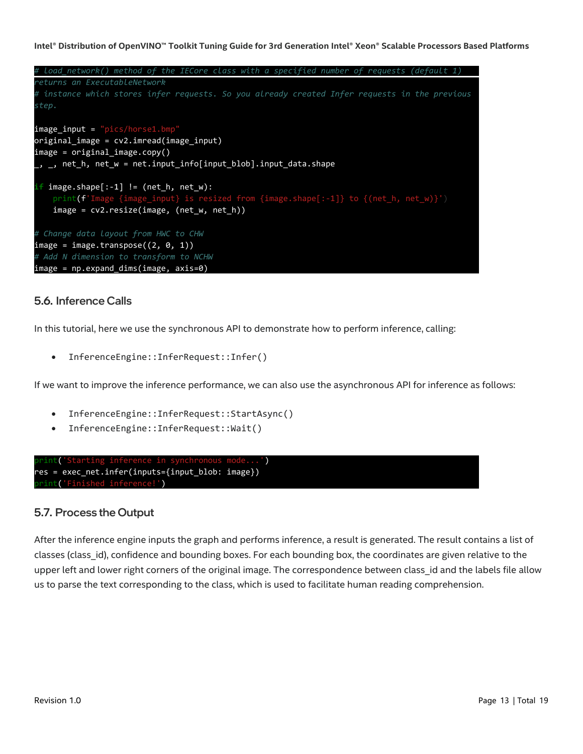```
# load_network() method of the IECore class with a specified number of requests (default 1)
returns an ExecutableNetwork
# instance which stores infer requests. So you already created Infer requests in the previous
step.

image_input = "pics/horse1.bmp"
original_image = cv2.imread(image_input)
image = original_image.copy()
_, _, net_h, net_w = net.input_info[input_blob].input_data.shape

if image.shape[:-1] != (net_h, net_w):
    print(f'Image {image_input} is resized from {image.shape[:-1]} to {(net_h, net_w)}')
    image = cv2.resize(image, (net_w, net_h))

# Change data layout from HWC to CHW
image = image.transpose((2, 0, 1))
# Add N dimension to transform to NCHW
image = np.expand_dims(image, axis=0)
```

### 5.6. Inference Calls

In this tutorial, here we use the synchronous API to demonstrate how to perform inference, calling:

- `InferenceEngine::InferRequest::Infer()`

If we want to improve the inference performance, we can also use the asynchronous API for inference as follows:

- `InferenceEngine::InferRequest::StartAsync()`
- `InferenceEngine::InferRequest::Wait()`

```
print('Starting inference in synchronous mode...')
res = exec_net.infer(inputs={input_blob: image})
print('Finished inference!')
```

### 5.7. Process the Output

After the inference engine inputs the graph and performs inference, a result is generated. The result contains a list of classes (class_id), confidence and bounding boxes. For each bounding box, the coordinates are given relative to the upper left and lower right corners of the original image. The correspondence between class_id and the labels file allow us to parse the text corresponding to the class, which is used to facilitate human reading comprehension.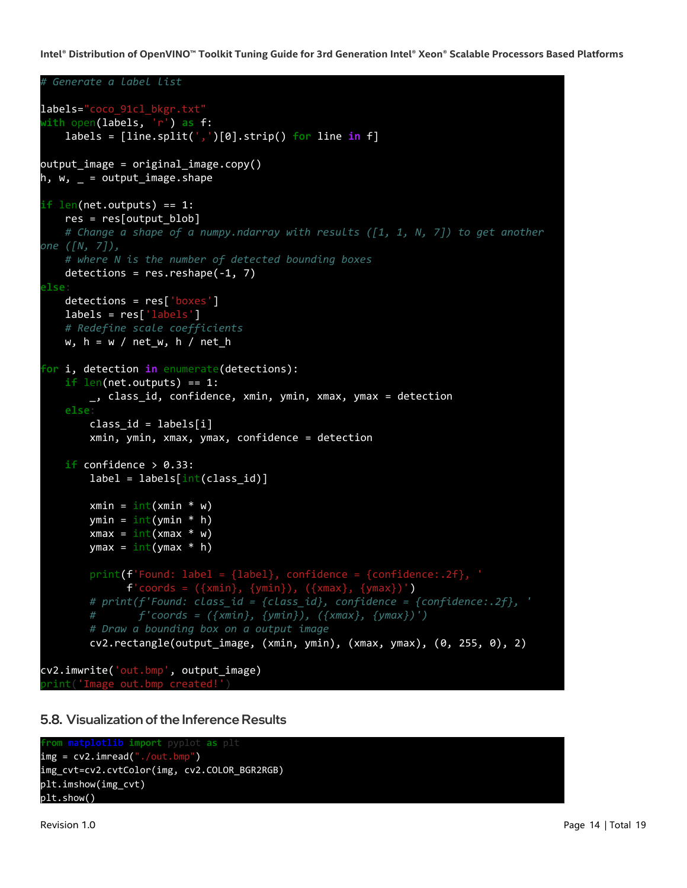```python
# Generate a label list

labels="coco_91cl_bkgr.txt"
with open(labels, 'r') as f:
    labels = [line.split(',')[0].strip() for line in f]

output_image = original_image.copy()
h, w, _ = output_image.shape

if len(net.outputs) == 1:
    res = res[output_blob]
    # Change a shape of a numpy.ndarray with results ([1, 1, N, 7]) to get another
one ([N, 7]),
    # where N is the number of detected bounding boxes
    detections = res.reshape(-1, 7)
else:
    detections = res['boxes']
    labels = res['labels']
    # Redefine scale coefficients
    w, h = w / net_w, h / net_h

for i, detection in enumerate(detections):
    if len(net.outputs) == 1:
        _, class_id, confidence, xmin, ymin, xmax, ymax = detection
    else:
        class_id = labels[i]
        xmin, ymin, xmax, ymax, confidence = detection

    if confidence > 0.33:
        label = labels[int(class_id)]

        xmin = int(xmin * w)
        ymin = int(ymin * h)
        xmax = int(xmax * w)
        ymax = int(ymax * h)

        print(f'Found: label = {label}, confidence = {confidence:.2f}, '
              f'coords = ({xmin}, {ymin}), ({xmax}, {ymax})')
        # print(f'Found: class_id = {class_id}, confidence = {confidence:.2f}, '
        #       f'coords = ({xmin}, {ymin}), ({xmax}, {ymax})')
        # Draw a bounding box on a output image
        cv2.rectangle(output_image, (xmin, ymin), (xmax, ymax), (0, 255, 0), 2)

cv2.imwrite('out.bmp', output_image)
print('Image out.bmp created!')
```

## 5.8. Visualization of the Inference Results

```python
from matplotlib import pyplot as plt
img = cv2.imread("./out.bmp")
img_cvt=cv2.cvtColor(img, cv2.COLOR_BGR2RGB)
plt.imshow(img_cvt)
plt.show()
```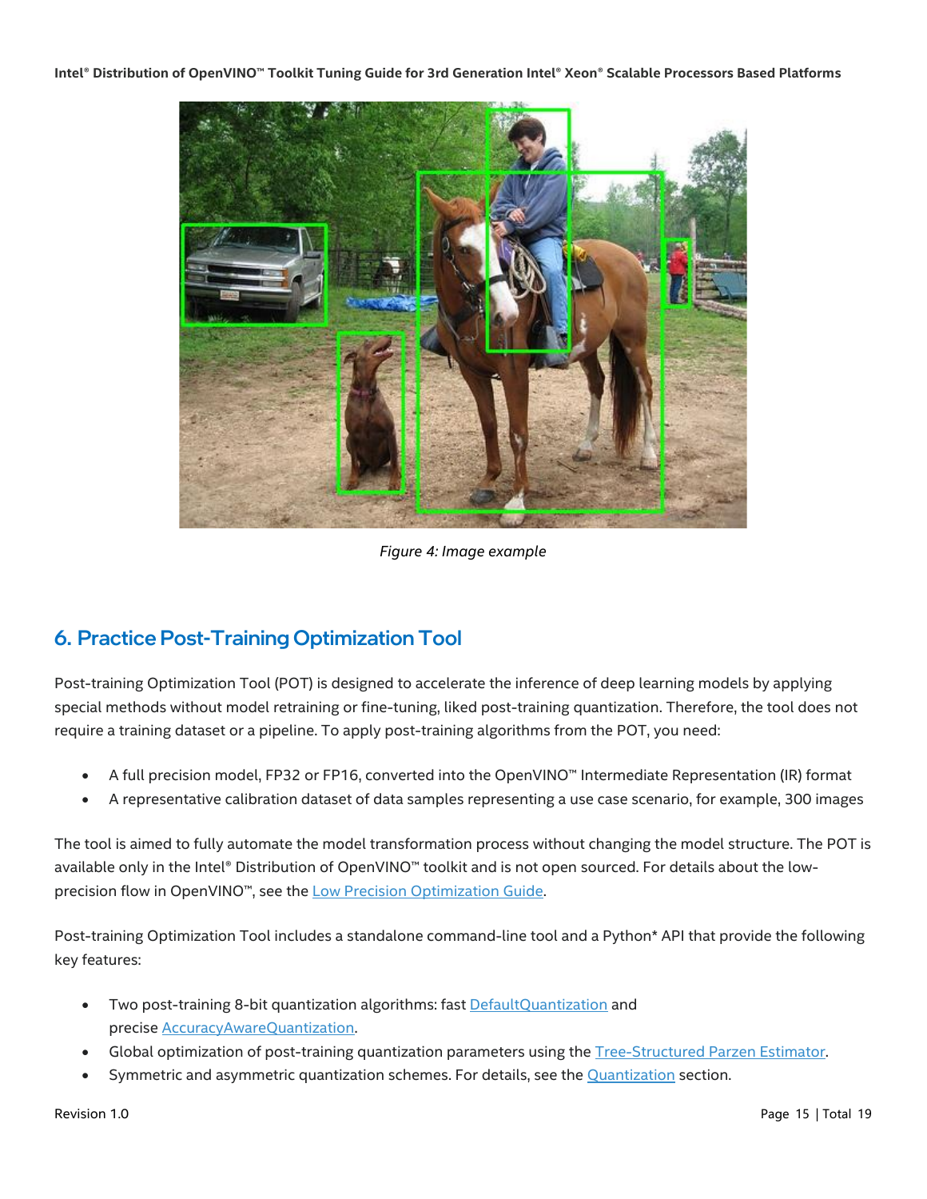*Figure 4: Image example*

## 6. Practice Post-Training Optimization Tool

Post-training Optimization Tool (POT) is designed to accelerate the inference of deep learning models by applying special methods without model retraining or fine-tuning, liked post-training quantization. Therefore, the tool does not require a training dataset or a pipeline. To apply post-training algorithms from the POT, you need:

- A full precision model, FP32 or FP16, converted into the OpenVINO™ Intermediate Representation (IR) format
- A representative calibration dataset of data samples representing a use case scenario, for example, 300 images

The tool is aimed to fully automate the model transformation process without changing the model structure. The POT is available only in the Intel® Distribution of OpenVINO™ toolkit and is not open sourced. For details about the low-precision flow in OpenVINO™, see the Low Precision Optimization Guide.

Post-training Optimization Tool includes a standalone command-line tool and a Python* API that provide the following key features:

- Two post-training 8-bit quantization algorithms: fast DefaultQuantization and precise AccuracyAwareQuantization.
- Global optimization of post-training quantization parameters using the Tree-Structured Parzen Estimator.
- Symmetric and asymmetric quantization schemes. For details, see the Quantization section.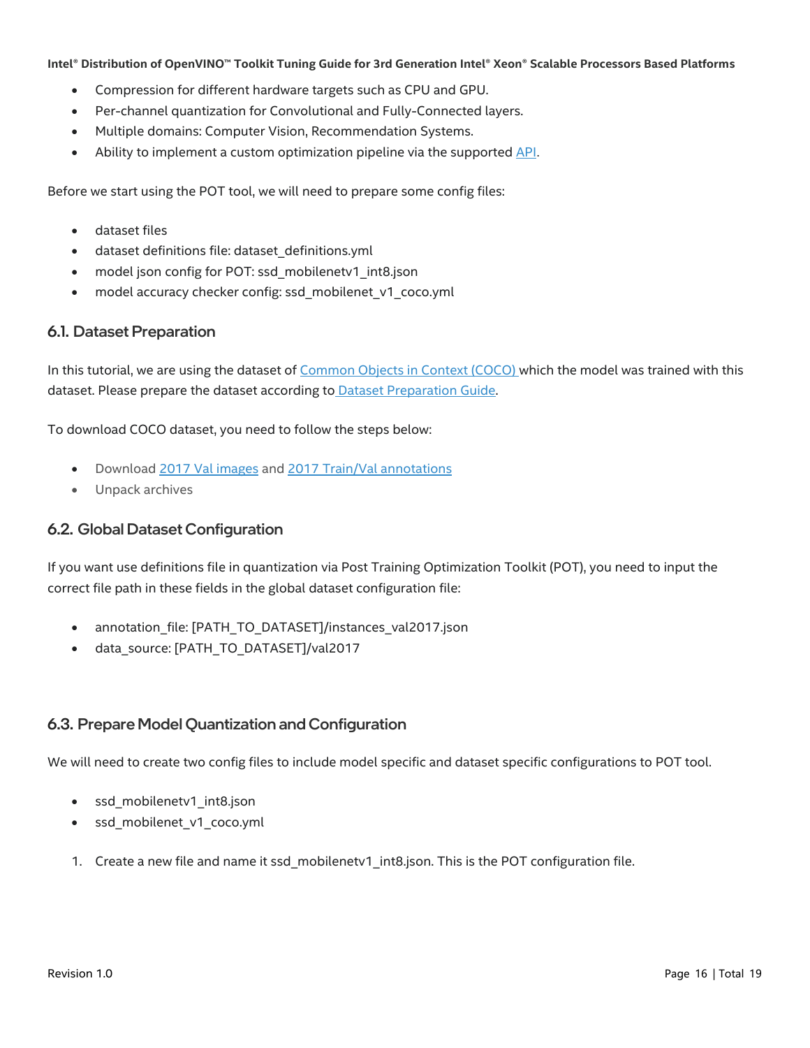- Compression for different hardware targets such as CPU and GPU.
- Per-channel quantization for Convolutional and Fully-Connected layers.
- Multiple domains: Computer Vision, Recommendation Systems.
- Ability to implement a custom optimization pipeline via the supported API.

Before we start using the POT tool, we will need to prepare some config files:

- dataset files
- dataset definitions file: dataset_definitions.yml
- model json config for POT: ssd_mobilenetv1_int8.json
- model accuracy checker config: ssd_mobilenet_v1_coco.yml

## 6.1. Dataset Preparation

In this tutorial, we are using the dataset of Common Objects in Context (COCO) which the model was trained with this dataset. Please prepare the dataset according to Dataset Preparation Guide.

To download COCO dataset, you need to follow the steps below:

- Download 2017 Val images and 2017 Train/Val annotations
- Unpack archives

## 6.2. Global Dataset Configuration

If you want use definitions file in quantization via Post Training Optimization Toolkit (POT), you need to input the correct file path in these fields in the global dataset configuration file:

- annotation_file: [PATH_TO_DATASET]/instances_val2017.json
- data_source: [PATH_TO_DATASET]/val2017

## 6.3. Prepare Model Quantization and Configuration

We will need to create two config files to include model specific and dataset specific configurations to POT tool.

- ssd_mobilenetv1_int8.json
- ssd_mobilenet_v1_coco.yml

1. Create a new file and name it ssd_mobilenetv1_int8.json. This is the POT configuration file.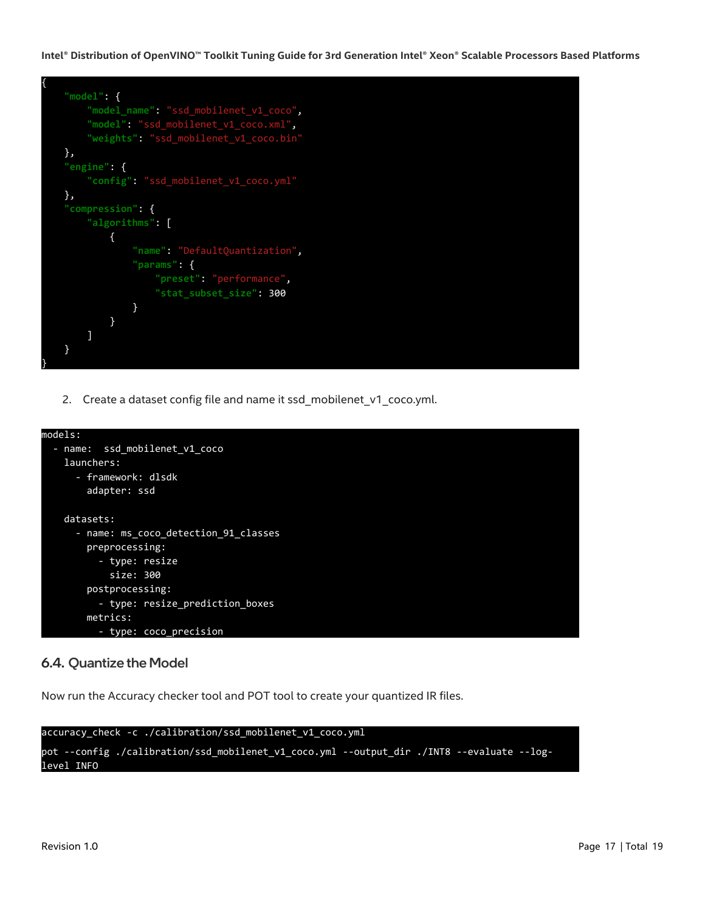```json
{
    "model": {
        "model_name": "ssd_mobilenet_v1_coco",
        "model": "ssd_mobilenet_v1_coco.xml",
        "weights": "ssd_mobilenet_v1_coco.bin"
    },
    "engine": {
        "config": "ssd_mobilenet_v1_coco.yml"
    },
    "compression": {
        "algorithms": [
            {
                "name": "DefaultQuantization",
                "params": {
                    "preset": "performance",
                    "stat_subset_size": 300
                }
            }
        ]
    }
}
```

2. Create a dataset config file and name it ssd_mobilenet_v1_coco.yml.

```yaml
models:
  - name:  ssd_mobilenet_v1_coco
    launchers:
      - framework: dlsdk
        adapter: ssd

    datasets:
      - name: ms_coco_detection_91_classes
        preprocessing:
          - type: resize
            size: 300
        postprocessing:
          - type: resize_prediction_boxes
        metrics:
          - type: coco_precision
```

### 6.4. Quantize the Model

Now run the Accuracy checker tool and POT tool to create your quantized IR files.

```
accuracy_check -c ./calibration/ssd_mobilenet_v1_coco.yml
pot --config ./calibration/ssd_mobilenet_v1_coco.yml --output_dir ./INT8 --evaluate --log-level INFO
```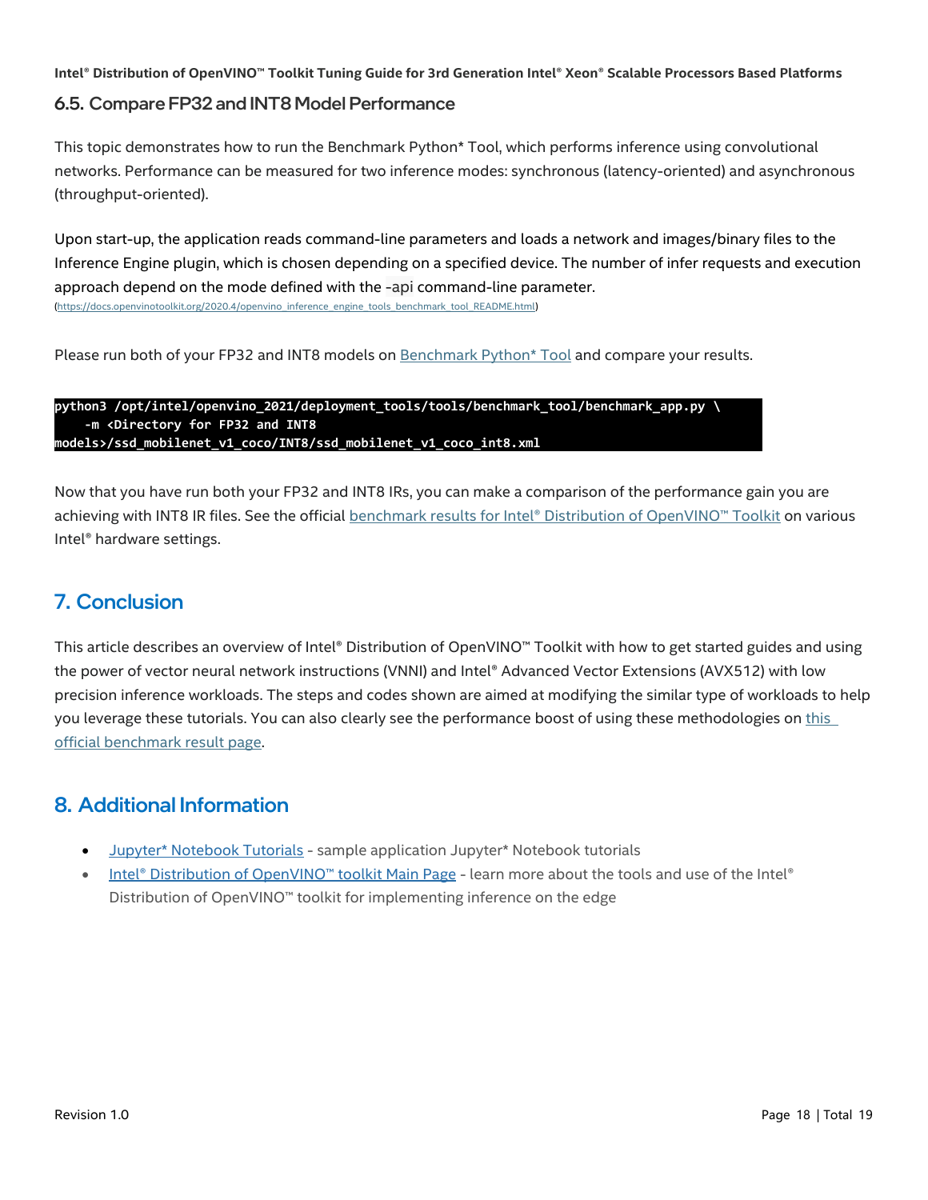## 6.5. Compare FP32 and INT8 Model Performance

This topic demonstrates how to run the Benchmark Python* Tool, which performs inference using convolutional networks. Performance can be measured for two inference modes: synchronous (latency-oriented) and asynchronous (throughput-oriented).

Upon start-up, the application reads command-line parameters and loads a network and images/binary files to the Inference Engine plugin, which is chosen depending on a specified device. The number of infer requests and execution approach depend on the mode defined with the -api command-line parameter.
(https://docs.openvinotoolkit.org/2020.4/openvino_inference_engine_tools_benchmark_tool_README.html)

Please run both of your FP32 and INT8 models on Benchmark Python* Tool and compare your results.

```
python3 /opt/intel/openvino_2021/deployment_tools/tools/benchmark_tool/benchmark_app.py \
    -m <Directory for FP32 and INT8 models>/ssd_mobilenet_v1_coco/INT8/ssd_mobilenet_v1_coco_int8.xml
```

Now that you have run both your FP32 and INT8 IRs, you can make a comparison of the performance gain you are achieving with INT8 IR files. See the official benchmark results for Intel® Distribution of OpenVINO™ Toolkit on various Intel® hardware settings.

# 7. Conclusion

This article describes an overview of Intel® Distribution of OpenVINO™ Toolkit with how to get started guides and using the power of vector neural network instructions (VNNI) and Intel® Advanced Vector Extensions (AVX512) with low precision inference workloads. The steps and codes shown are aimed at modifying the similar type of workloads to help you leverage these tutorials. You can also clearly see the performance boost of using these methodologies on this official benchmark result page.

# 8. Additional Information

- Jupyter* Notebook Tutorials - sample application Jupyter* Notebook tutorials
- Intel® Distribution of OpenVINO™ toolkit Main Page - learn more about the tools and use of the Intel® Distribution of OpenVINO™ toolkit for implementing inference on the edge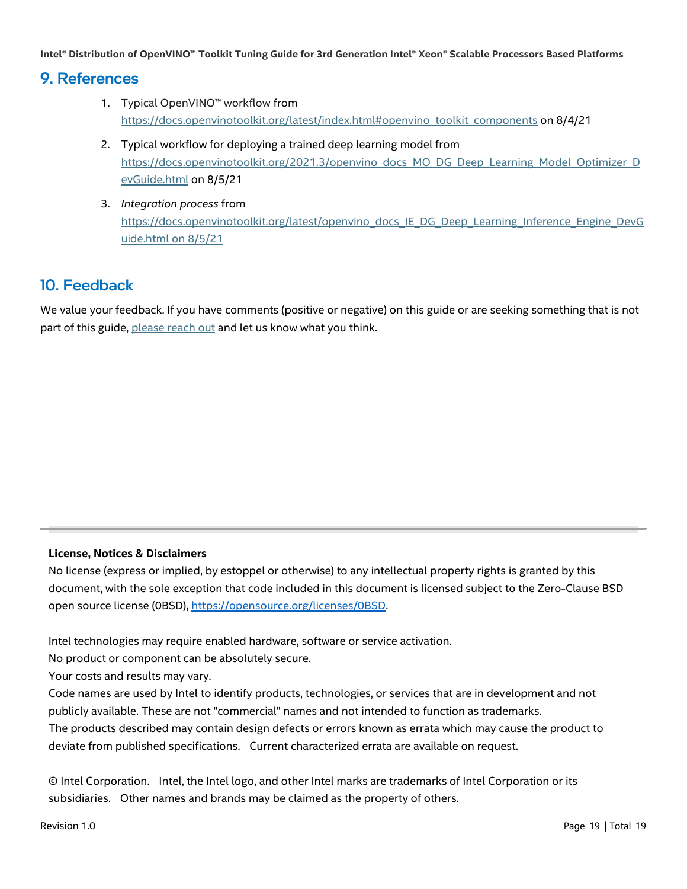## 9. References

1. Typical OpenVINO™ workflow from https://docs.openvinotoolkit.org/latest/index.html#openvino_toolkit_components on 8/4/21
2. Typical workflow for deploying a trained deep learning model from https://docs.openvinotoolkit.org/2021.3/openvino_docs_MO_DG_Deep_Learning_Model_Optimizer_DevGuide.html on 8/5/21
3. *Integration process* from https://docs.openvinotoolkit.org/latest/openvino_docs_IE_DG_Deep_Learning_Inference_Engine_DevGuide.html on 8/5/21

## 10. Feedback

We value your feedback. If you have comments (positive or negative) on this guide or are seeking something that is not part of this guide, please reach out and let us know what you think.

---

**License, Notices & Disclaimers**

No license (express or implied, by estoppel or otherwise) to any intellectual property rights is granted by this document, with the sole exception that code included in this document is licensed subject to the Zero-Clause BSD open source license (0BSD), https://opensource.org/licenses/0BSD.

Intel technologies may require enabled hardware, software or service activation.
No product or component can be absolutely secure.
Your costs and results may vary.
Code names are used by Intel to identify products, technologies, or services that are in development and not publicly available. These are not "commercial" names and not intended to function as trademarks.
The products described may contain design defects or errors known as errata which may cause the product to deviate from published specifications. Current characterized errata are available on request.

© Intel Corporation. Intel, the Intel logo, and other Intel marks are trademarks of Intel Corporation or its subsidiaries. Other names and brands may be claimed as the property of others.

Revision 1.0